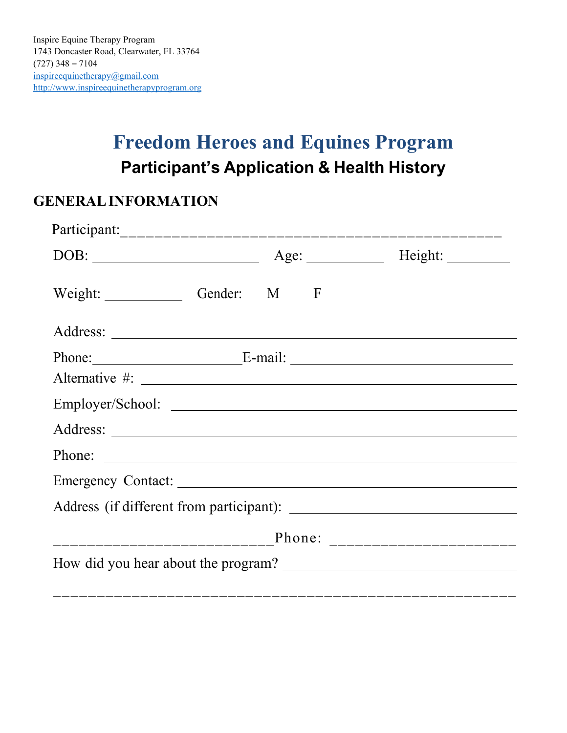Inspire Equine Therapy Program
1743 Doncaster Road, Clearwater, FL 33764
(727) 348 – 7104
inspireequinetherapy@gmail.com
http://www.inspireequinetherapyprogram.org

# Freedom Heroes and Equines Program

## Participant's Application & Health History

## GENERAL INFORMATION

Participant:_____________________________________________

DOB: ________________________ Age: ___________ Height: _________

Weight: ___________ Gender: M F

Address: _____________________________________________________

Phone:_____________________E-mail: __________________________________

Alternative #: ____________________________________________________

Employer/School: __________________________________________________

Address: _____________________________________________________

Phone: _______________________________________________________

Emergency Contact: ______________________________________________

Address (if different from participant): _________________________________

__________________________Phone: ______________________

How did you hear about the program? ____________________________________

_______________________________________________________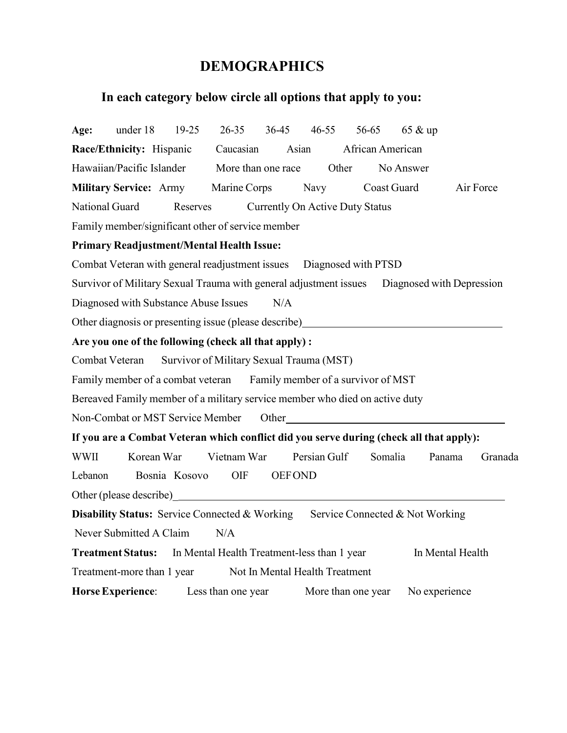# DEMOGRAPHICS

## In each category below circle all options that apply to you:

**Age:** under 18 19-25 26-35 36-45 46-55 56-65 65 & up

**Race/Ethnicity:** Hispanic Caucasian Asian African American Hawaiian/Pacific Islander More than one race Other No Answer

**Military Service:** Army Marine Corps Navy Coast Guard Air Force National Guard Reserves Currently On Active Duty Status Family member/significant other of service member

**Primary Readjustment/Mental Health Issue:**

Combat Veteran with general readjustment issues Diagnosed with PTSD

Survivor of Military Sexual Trauma with general adjustment issues Diagnosed with Depression

Diagnosed with Substance Abuse Issues N/A

Other diagnosis or presenting issue (please describe)_______________________________

**Are you one of the following (check all that apply) :**

Combat Veteran Survivor of Military Sexual Trauma (MST)

Family member of a combat veteran Family member of a survivor of MST

Bereaved Family member of a military service member who died on active duty

Non-Combat or MST Service Member Other_______________________________

**If you are a Combat Veteran which conflict did you serve during (check all that apply):**

WWII Korean War Vietnam War Persian Gulf Somalia Panama Granada Lebanon Bosnia Kosovo OIF OEF OND

Other (please describe)_______________________________

**Disability Status:** Service Connected & Working Service Connected & Not Working Never Submitted A Claim N/A

**Treatment Status:** In Mental Health Treatment-less than 1 year In Mental Health Treatment-more than 1 year Not In Mental Health Treatment

**Horse Experience**: Less than one year More than one year No experience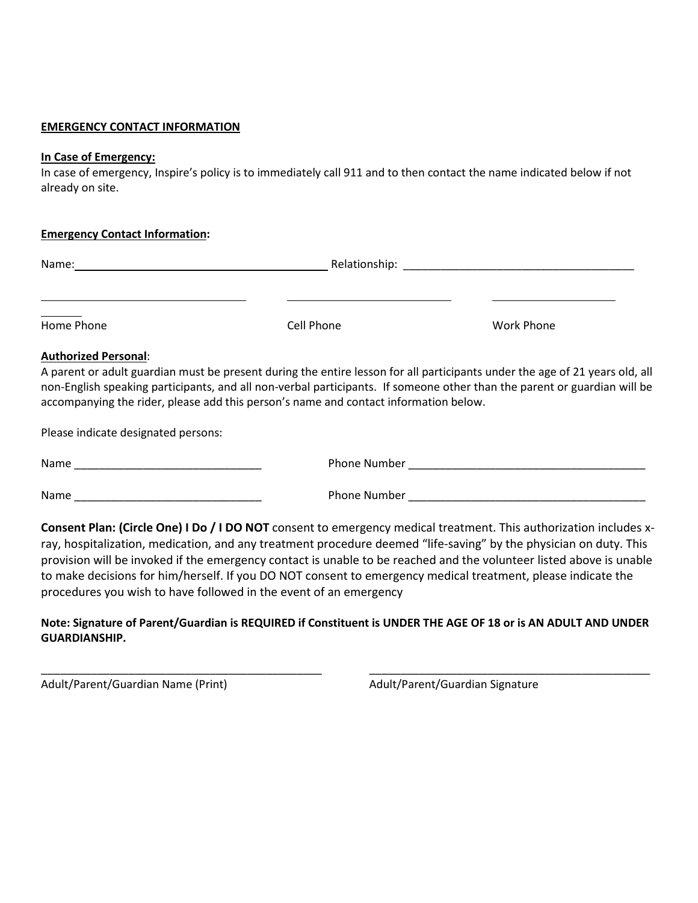**EMERGENCY CONTACT INFORMATION**

**In Case of Emergency:**

In case of emergency, Inspire's policy is to immediately call 911 and to then contact the name indicated below if not already on site.

**Emergency Contact Information:**

Name: ______________________________ Relationship: ______________________________

______________________ ______________________ ______________________

Home Phone Cell Phone Work Phone

**Authorized Personal**:

A parent or adult guardian must be present during the entire lesson for all participants under the age of 21 years old, all non-English speaking participants, and all non-verbal participants. If someone other than the parent or guardian will be accompanying the rider, please add this person's name and contact information below.

Please indicate designated persons:

Name ______________________________ Phone Number ______________________________

Name ______________________________ Phone Number ______________________________

**Consent Plan: (Circle One) I Do / I DO NOT** consent to emergency medical treatment. This authorization includes x-ray, hospitalization, medication, and any treatment procedure deemed "life-saving" by the physician on duty. This provision will be invoked if the emergency contact is unable to be reached and the volunteer listed above is unable to make decisions for him/herself. If you DO NOT consent to emergency medical treatment, please indicate the procedures you wish to have followed in the event of an emergency

**Note: Signature of Parent/Guardian is REQUIRED if Constituent is UNDER THE AGE OF 18 or is AN ADULT AND UNDER GUARDIANSHIP.**

______________________________ ______________________________

Adult/Parent/Guardian Name (Print) Adult/Parent/Guardian Signature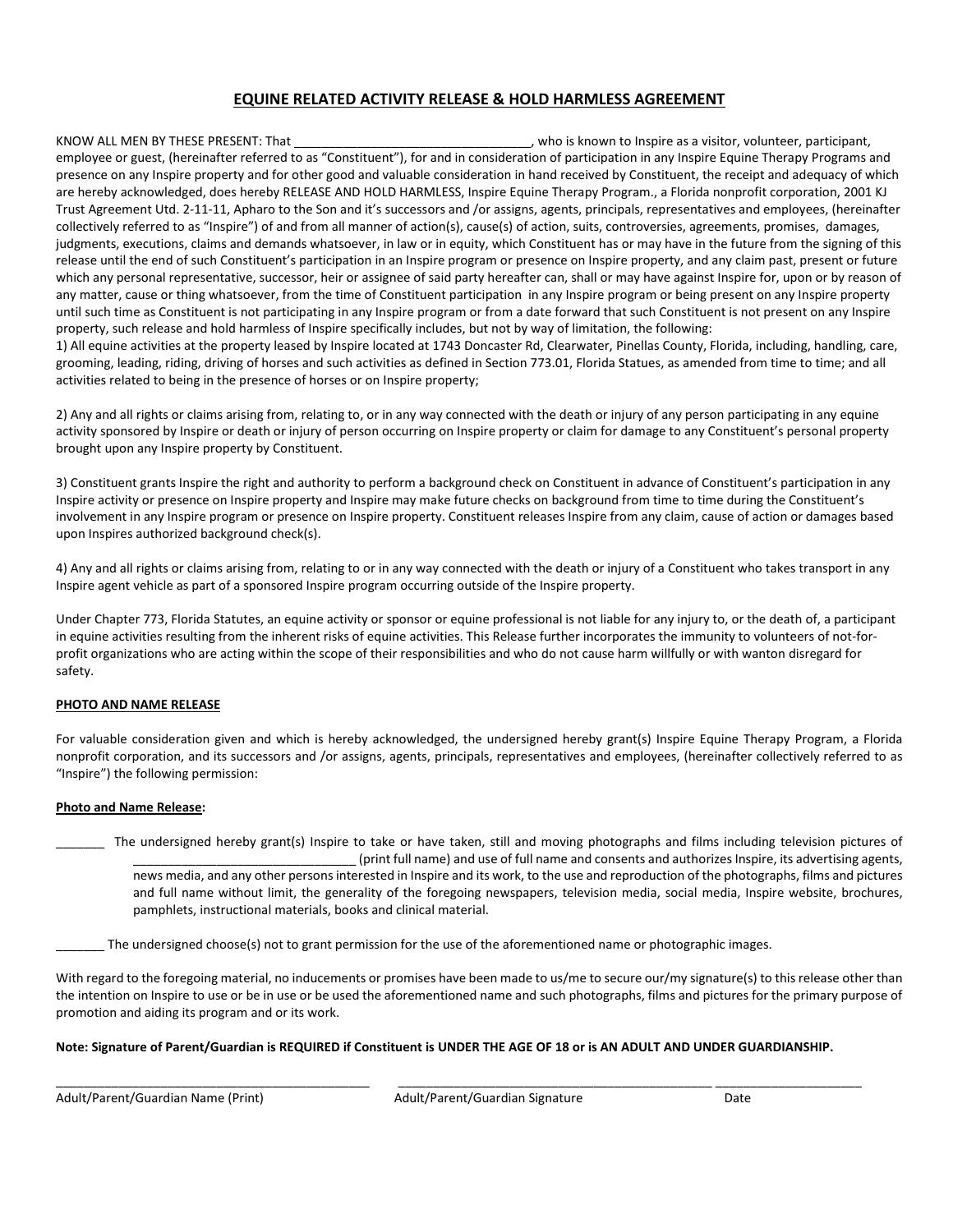# EQUINE RELATED ACTIVITY RELEASE & HOLD HARMLESS AGREEMENT

KNOW ALL MEN BY THESE PRESENT: That _________________________________, who is known to Inspire as a visitor, volunteer, participant, employee or guest, (hereinafter referred to as "Constituent"), for and in consideration of participation in any Inspire Equine Therapy Programs and presence on any Inspire property and for other good and valuable consideration in hand received by Constituent, the receipt and adequacy of which are hereby acknowledged, does hereby RELEASE AND HOLD HARMLESS, Inspire Equine Therapy Program., a Florida nonprofit corporation, 2001 KJ Trust Agreement Utd. 2-11-11, Apharo to the Son and it's successors and /or assigns, agents, principals, representatives and employees, (hereinafter collectively referred to as "Inspire") of and from all manner of action(s), cause(s) of action, suits, controversies, agreements, promises, damages, judgments, executions, claims and demands whatsoever, in law or in equity, which Constituent has or may have in the future from the signing of this release until the end of such Constituent's participation in an Inspire program or presence on Inspire property, and any claim past, present or future which any personal representative, successor, heir or assignee of said party hereafter can, shall or may have against Inspire for, upon or by reason of any matter, cause or thing whatsoever, from the time of Constituent participation in any Inspire program or being present on any Inspire property until such time as Constituent is not participating in any Inspire program or from a date forward that such Constituent is not present on any Inspire property, such release and hold harmless of Inspire specifically includes, but not by way of limitation, the following:

1) All equine activities at the property leased by Inspire located at 1743 Doncaster Rd, Clearwater, Pinellas County, Florida, including, handling, care, grooming, leading, riding, driving of horses and such activities as defined in Section 773.01, Florida Statues, as amended from time to time; and all activities related to being in the presence of horses or on Inspire property;

2) Any and all rights or claims arising from, relating to, or in any way connected with the death or injury of any person participating in any equine activity sponsored by Inspire or death or injury of person occurring on Inspire property or claim for damage to any Constituent's personal property brought upon any Inspire property by Constituent.

3) Constituent grants Inspire the right and authority to perform a background check on Constituent in advance of Constituent's participation in any Inspire activity or presence on Inspire property and Inspire may make future checks on background from time to time during the Constituent's involvement in any Inspire program or presence on Inspire property. Constituent releases Inspire from any claim, cause of action or damages based upon Inspires authorized background check(s).

4) Any and all rights or claims arising from, relating to or in any way connected with the death or injury of a Constituent who takes transport in any Inspire agent vehicle as part of a sponsored Inspire program occurring outside of the Inspire property.

Under Chapter 773, Florida Statutes, an equine activity or sponsor or equine professional is not liable for any injury to, or the death of, a participant in equine activities resulting from the inherent risks of equine activities. This Release further incorporates the immunity to volunteers of not-for-profit organizations who are acting within the scope of their responsibilities and who do not cause harm willfully or with wanton disregard for safety.

**PHOTO AND NAME RELEASE**

For valuable consideration given and which is hereby acknowledged, the undersigned hereby grant(s) Inspire Equine Therapy Program, a Florida nonprofit corporation, and its successors and /or assigns, agents, principals, representatives and employees, (hereinafter collectively referred to as "Inspire") the following permission:

**Photo and Name Release:**

_______ The undersigned hereby grant(s) Inspire to take or have taken, still and moving photographs and films including television pictures of _________________________________ (print full name) and use of full name and consents and authorizes Inspire, its advertising agents, news media, and any other persons interested in Inspire and its work, to the use and reproduction of the photographs, films and pictures and full name without limit, the generality of the foregoing newspapers, television media, social media, Inspire website, brochures, pamphlets, instructional materials, books and clinical material.

_______ The undersigned choose(s) not to grant permission for the use of the aforementioned name or photographic images.

With regard to the foregoing material, no inducements or promises have been made to us/me to secure our/my signature(s) to this release other than the intention on Inspire to use or be in use or be used the aforementioned name and such photographs, films and pictures for the primary purpose of promotion and aiding its program and or its work.

**Note: Signature of Parent/Guardian is REQUIRED if Constituent is UNDER THE AGE OF 18 or is AN ADULT AND UNDER GUARDIANSHIP.**

_____________________________________________ _____________________________________________ ____________________

Adult/Parent/Guardian Name (Print) Adult/Parent/Guardian Signature Date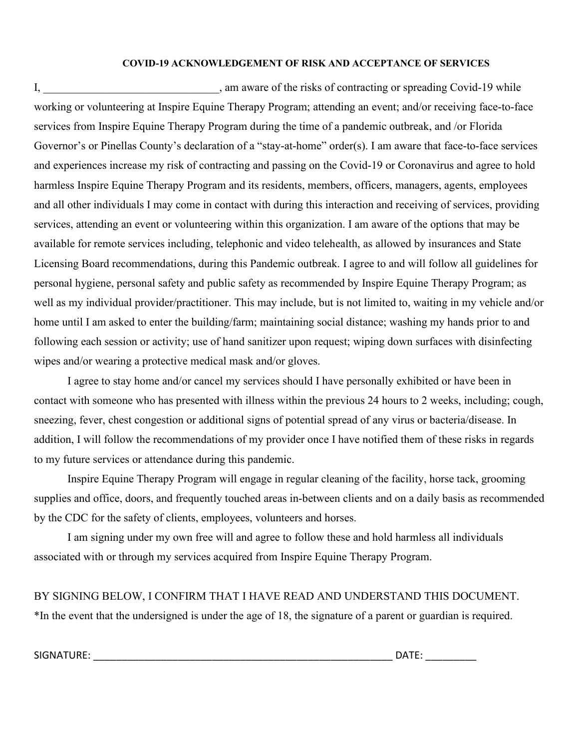**COVID-19 ACKNOWLEDGEMENT OF RISK AND ACCEPTANCE OF SERVICES**

I, ______________________________, am aware of the risks of contracting or spreading Covid-19 while working or volunteering at Inspire Equine Therapy Program; attending an event; and/or receiving face-to-face services from Inspire Equine Therapy Program during the time of a pandemic outbreak, and /or Florida Governor's or Pinellas County's declaration of a "stay-at-home" order(s). I am aware that face-to-face services and experiences increase my risk of contracting and passing on the Covid-19 or Coronavirus and agree to hold harmless Inspire Equine Therapy Program and its residents, members, officers, managers, agents, employees and all other individuals I may come in contact with during this interaction and receiving of services, providing services, attending an event or volunteering within this organization. I am aware of the options that may be available for remote services including, telephonic and video telehealth, as allowed by insurances and State Licensing Board recommendations, during this Pandemic outbreak. I agree to and will follow all guidelines for personal hygiene, personal safety and public safety as recommended by Inspire Equine Therapy Program; as well as my individual provider/practitioner. This may include, but is not limited to, waiting in my vehicle and/or home until I am asked to enter the building/farm; maintaining social distance; washing my hands prior to and following each session or activity; use of hand sanitizer upon request; wiping down surfaces with disinfecting wipes and/or wearing a protective medical mask and/or gloves.

I agree to stay home and/or cancel my services should I have personally exhibited or have been in contact with someone who has presented with illness within the previous 24 hours to 2 weeks, including; cough, sneezing, fever, chest congestion or additional signs of potential spread of any virus or bacteria/disease. In addition, I will follow the recommendations of my provider once I have notified them of these risks in regards to my future services or attendance during this pandemic.

Inspire Equine Therapy Program will engage in regular cleaning of the facility, horse tack, grooming supplies and office, doors, and frequently touched areas in-between clients and on a daily basis as recommended by the CDC for the safety of clients, employees, volunteers and horses.

I am signing under my own free will and agree to follow these and hold harmless all individuals associated with or through my services acquired from Inspire Equine Therapy Program.

BY SIGNING BELOW, I CONFIRM THAT I HAVE READ AND UNDERSTAND THIS DOCUMENT.
*In the event that the undersigned is under the age of 18, the signature of a parent or guardian is required.

SIGNATURE: ________________________________________________________ DATE: _________